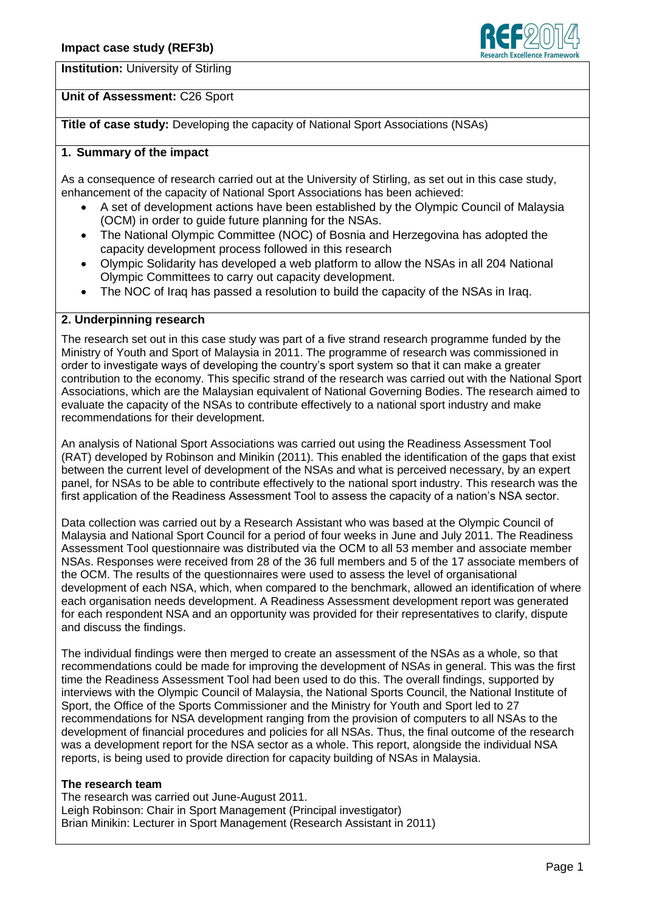**Impact case study (REF3b)**

**Institution:** University of Stirling

**Unit of Assessment:** C26 Sport

**Title of case study:** Developing the capacity of National Sport Associations (NSAs)

## 1. Summary of the impact

As a consequence of research carried out at the University of Stirling, as set out in this case study, enhancement of the capacity of National Sport Associations has been achieved:

- A set of development actions have been established by the Olympic Council of Malaysia (OCM) in order to guide future planning for the NSAs.
- The National Olympic Committee (NOC) of Bosnia and Herzegovina has adopted the capacity development process followed in this research
- Olympic Solidarity has developed a web platform to allow the NSAs in all 204 National Olympic Committees to carry out capacity development.
- The NOC of Iraq has passed a resolution to build the capacity of the NSAs in Iraq.

## 2. Underpinning research

The research set out in this case study was part of a five strand research programme funded by the Ministry of Youth and Sport of Malaysia in 2011. The programme of research was commissioned in order to investigate ways of developing the country's sport system so that it can make a greater contribution to the economy. This specific strand of the research was carried out with the National Sport Associations, which are the Malaysian equivalent of National Governing Bodies. The research aimed to evaluate the capacity of the NSAs to contribute effectively to a national sport industry and make recommendations for their development.

An analysis of National Sport Associations was carried out using the Readiness Assessment Tool (RAT) developed by Robinson and Minikin (2011). This enabled the identification of the gaps that exist between the current level of development of the NSAs and what is perceived necessary, by an expert panel, for NSAs to be able to contribute effectively to the national sport industry. This research was the first application of the Readiness Assessment Tool to assess the capacity of a nation's NSA sector.

Data collection was carried out by a Research Assistant who was based at the Olympic Council of Malaysia and National Sport Council for a period of four weeks in June and July 2011. The Readiness Assessment Tool questionnaire was distributed via the OCM to all 53 member and associate member NSAs. Responses were received from 28 of the 36 full members and 5 of the 17 associate members of the OCM. The results of the questionnaires were used to assess the level of organisational development of each NSA, which, when compared to the benchmark, allowed an identification of where each organisation needs development. A Readiness Assessment development report was generated for each respondent NSA and an opportunity was provided for their representatives to clarify, dispute and discuss the findings.

The individual findings were then merged to create an assessment of the NSAs as a whole, so that recommendations could be made for improving the development of NSAs in general. This was the first time the Readiness Assessment Tool had been used to do this. The overall findings, supported by interviews with the Olympic Council of Malaysia, the National Sports Council, the National Institute of Sport, the Office of the Sports Commissioner and the Ministry for Youth and Sport led to 27 recommendations for NSA development ranging from the provision of computers to all NSAs to the development of financial procedures and policies for all NSAs. Thus, the final outcome of the research was a development report for the NSA sector as a whole. This report, alongside the individual NSA reports, is being used to provide direction for capacity building of NSAs in Malaysia.

**The research team**

The research was carried out June-August 2011.
Leigh Robinson: Chair in Sport Management (Principal investigator)
Brian Minikin: Lecturer in Sport Management (Research Assistant in 2011)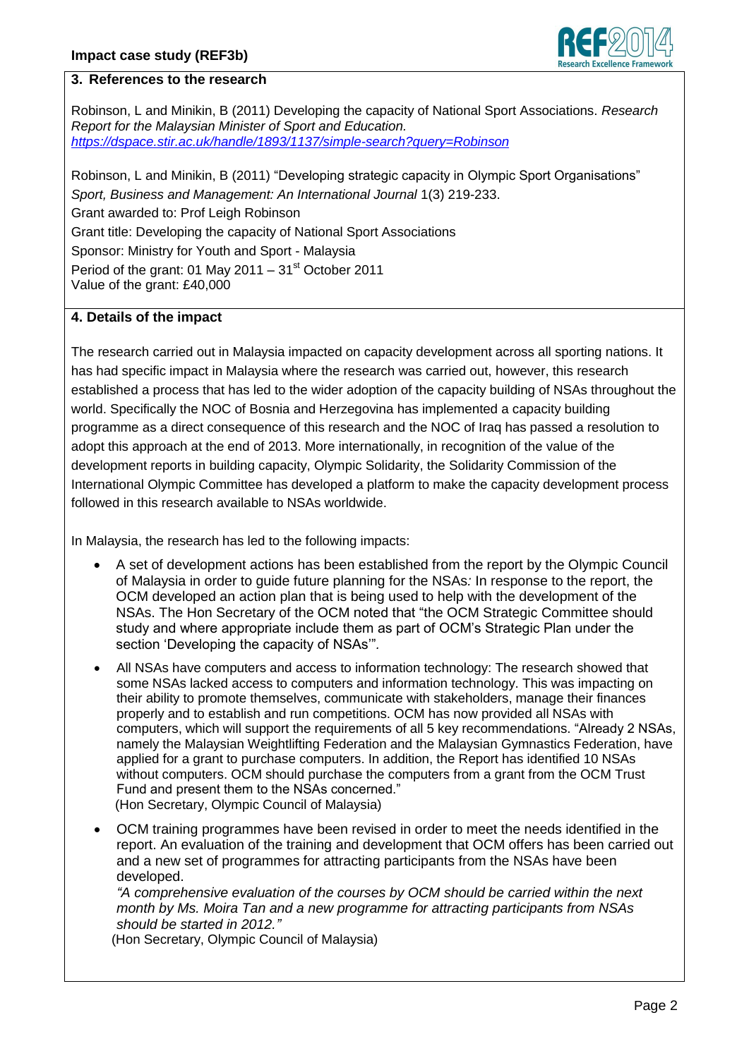## 3. References to the research

Robinson, L and Minikin, B (2011) Developing the capacity of National Sport Associations. *Research Report for the Malaysian Minister of Sport and Education.* [https://dspace.stir.ac.uk/handle/1893/1137/simple-search?query=Robinson](https://dspace.stir.ac.uk/handle/1893/1137/simple-search?query=Robinson)

Robinson, L and Minikin, B (2011) "Developing strategic capacity in Olympic Sport Organisations" *Sport, Business and Management: An International Journal* 1(3) 219-233.
Grant awarded to: Prof Leigh Robinson
Grant title: Developing the capacity of National Sport Associations
Sponsor: Ministry for Youth and Sport - Malaysia
Period of the grant: 01 May 2011 – 31st October 2011
Value of the grant: £40,000

## 4. Details of the impact

The research carried out in Malaysia impacted on capacity development across all sporting nations. It has had specific impact in Malaysia where the research was carried out, however, this research established a process that has led to the wider adoption of the capacity building of NSAs throughout the world. Specifically the NOC of Bosnia and Herzegovina has implemented a capacity building programme as a direct consequence of this research and the NOC of Iraq has passed a resolution to adopt this approach at the end of 2013. More internationally, in recognition of the value of the development reports in building capacity, Olympic Solidarity, the Solidarity Commission of the International Olympic Committee has developed a platform to make the capacity development process followed in this research available to NSAs worldwide.

In Malaysia, the research has led to the following impacts:

- A set of development actions has been established from the report by the Olympic Council of Malaysia in order to guide future planning for the NSAs*:* In response to the report, the OCM developed an action plan that is being used to help with the development of the NSAs. The Hon Secretary of the OCM noted that "the OCM Strategic Committee should study and where appropriate include them as part of OCM's Strategic Plan under the section 'Developing the capacity of NSAs'".
- All NSAs have computers and access to information technology: The research showed that some NSAs lacked access to computers and information technology. This was impacting on their ability to promote themselves, communicate with stakeholders, manage their finances properly and to establish and run competitions. OCM has now provided all NSAs with computers, which will support the requirements of all 5 key recommendations. "Already 2 NSAs, namely the Malaysian Weightlifting Federation and the Malaysian Gymnastics Federation, have applied for a grant to purchase computers. In addition, the Report has identified 10 NSAs without computers. OCM should purchase the computers from a grant from the OCM Trust Fund and present them to the NSAs concerned."
  (Hon Secretary, Olympic Council of Malaysia)
- OCM training programmes have been revised in order to meet the needs identified in the report. An evaluation of the training and development that OCM offers has been carried out and a new set of programmes for attracting participants from the NSAs have been developed.
  *"A comprehensive evaluation of the courses by OCM should be carried within the next month by Ms. Moira Tan and a new programme for attracting participants from NSAs should be started in 2012."*
  (Hon Secretary, Olympic Council of Malaysia)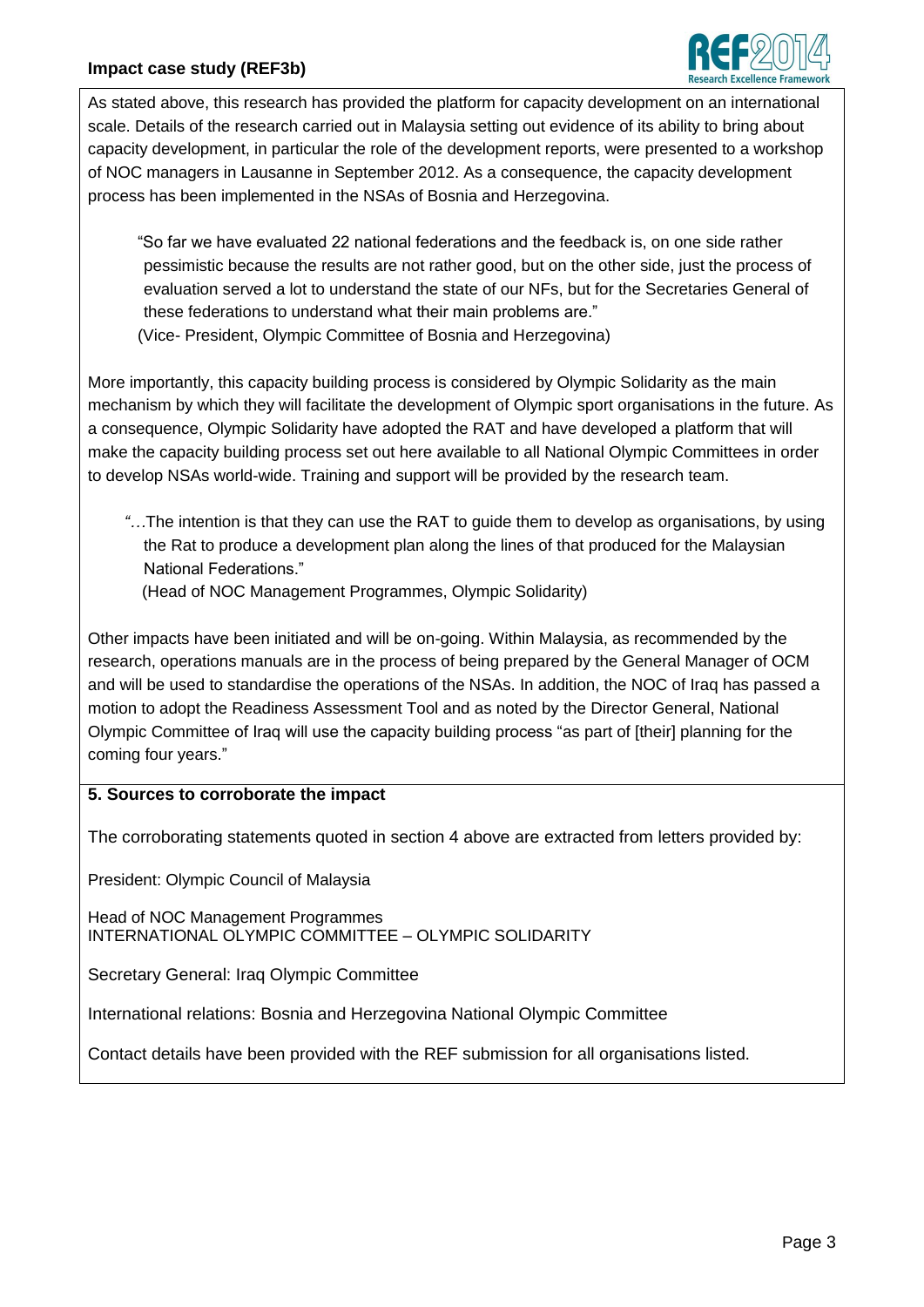As stated above, this research has provided the platform for capacity development on an international scale. Details of the research carried out in Malaysia setting out evidence of its ability to bring about capacity development, in particular the role of the development reports, were presented to a workshop of NOC managers in Lausanne in September 2012. As a consequence, the capacity development process has been implemented in the NSAs of Bosnia and Herzegovina.

> "So far we have evaluated 22 national federations and the feedback is, on one side rather pessimistic because the results are not rather good, but on the other side, just the process of evaluation served a lot to understand the state of our NFs, but for the Secretaries General of these federations to understand what their main problems are."
> (Vice- President, Olympic Committee of Bosnia and Herzegovina)

More importantly, this capacity building process is considered by Olympic Solidarity as the main mechanism by which they will facilitate the development of Olympic sport organisations in the future. As a consequence, Olympic Solidarity have adopted the RAT and have developed a platform that will make the capacity building process set out here available to all National Olympic Committees in order to develop NSAs world-wide. Training and support will be provided by the research team.

> "…The intention is that they can use the RAT to guide them to develop as organisations, by using the Rat to produce a development plan along the lines of that produced for the Malaysian National Federations."
> (Head of NOC Management Programmes, Olympic Solidarity)

Other impacts have been initiated and will be on-going. Within Malaysia, as recommended by the research, operations manuals are in the process of being prepared by the General Manager of OCM and will be used to standardise the operations of the NSAs. In addition, the NOC of Iraq has passed a motion to adopt the Readiness Assessment Tool and as noted by the Director General, National Olympic Committee of Iraq will use the capacity building process "as part of [their] planning for the coming four years."

## 5. Sources to corroborate the impact

The corroborating statements quoted in section 4 above are extracted from letters provided by:

President: Olympic Council of Malaysia

Head of NOC Management Programmes
INTERNATIONAL OLYMPIC COMMITTEE – OLYMPIC SOLIDARITY

Secretary General: Iraq Olympic Committee

International relations: Bosnia and Herzegovina National Olympic Committee

Contact details have been provided with the REF submission for all organisations listed.